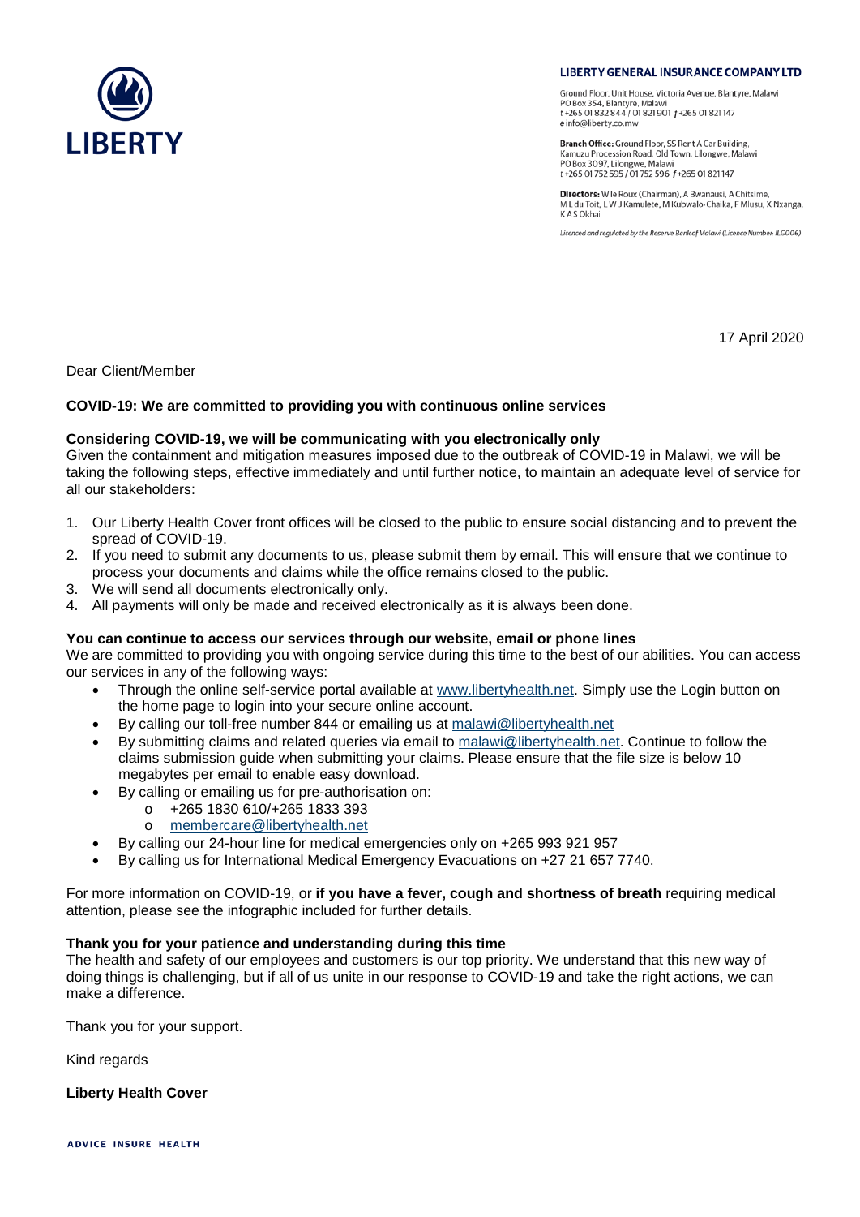LIBERTY

**LIBERTY GENERAL INSURANCE COMPANY LTD**

Ground Floor, Unit House, Victoria Avenue, Blantyre, Malawi
PO Box 354, Blantyre, Malawi
t +265 01 832 844 / 01 821 901 f +265 01 821 147
e info@liberty.co.mw

**Branch Office:** Ground Floor, SS Rent A Car Building, Kamuzu Procession Road, Old Town, Lilongwe, Malawi
PO Box 3097, Lilongwe, Malawi
t +265 01 752 595 / 01 752 596 f +265 01 821 147

**Directors:** W le Roux (Chairman), A Bwanausi, A Chitsime, M L du Toit, L W J Kamulete, M Kubwalo-Chaika, F Mlusu, X Nxanga, K A S Okhai

*Licenced and regulated by the Reserve Bank of Malawi (Licence Number: ILG006)*

17 April 2020

Dear Client/Member

**COVID-19: We are committed to providing you with continuous online services**

**Considering COVID-19, we will be communicating with you electronically only**

Given the containment and mitigation measures imposed due to the outbreak of COVID-19 in Malawi, we will be taking the following steps, effective immediately and until further notice, to maintain an adequate level of service for all our stakeholders:

1. Our Liberty Health Cover front offices will be closed to the public to ensure social distancing and to prevent the spread of COVID-19.
2. If you need to submit any documents to us, please submit them by email. This will ensure that we continue to process your documents and claims while the office remains closed to the public.
3. We will send all documents electronically only.
4. All payments will only be made and received electronically as it is always been done.

**You can continue to access our services through our website, email or phone lines**

We are committed to providing you with ongoing service during this time to the best of our abilities. You can access our services in any of the following ways:

- Through the online self-service portal available at www.libertyhealth.net. Simply use the Login button on the home page to login into your secure online account.
- By calling our toll-free number 844 or emailing us at malawi@libertyhealth.net
- By submitting claims and related queries via email to malawi@libertyhealth.net. Continue to follow the claims submission guide when submitting your claims. Please ensure that the file size is below 10 megabytes per email to enable easy download.
- By calling or emailing us for pre-authorisation on:
  - +265 1830 610/+265 1833 393
  - membercare@libertyhealth.net
- By calling our 24-hour line for medical emergencies only on +265 993 921 957
- By calling us for International Medical Emergency Evacuations on +27 21 657 7740.

For more information on COVID-19, or **if you have a fever, cough and shortness of breath** requiring medical attention, please see the infographic included for further details.

**Thank you for your patience and understanding during this time**

The health and safety of our employees and customers is our top priority. We understand that this new way of doing things is challenging, but if all of us unite in our response to COVID-19 and take the right actions, we can make a difference.

Thank you for your support.

Kind regards

**Liberty Health Cover**

ADVICE INSURE HEALTH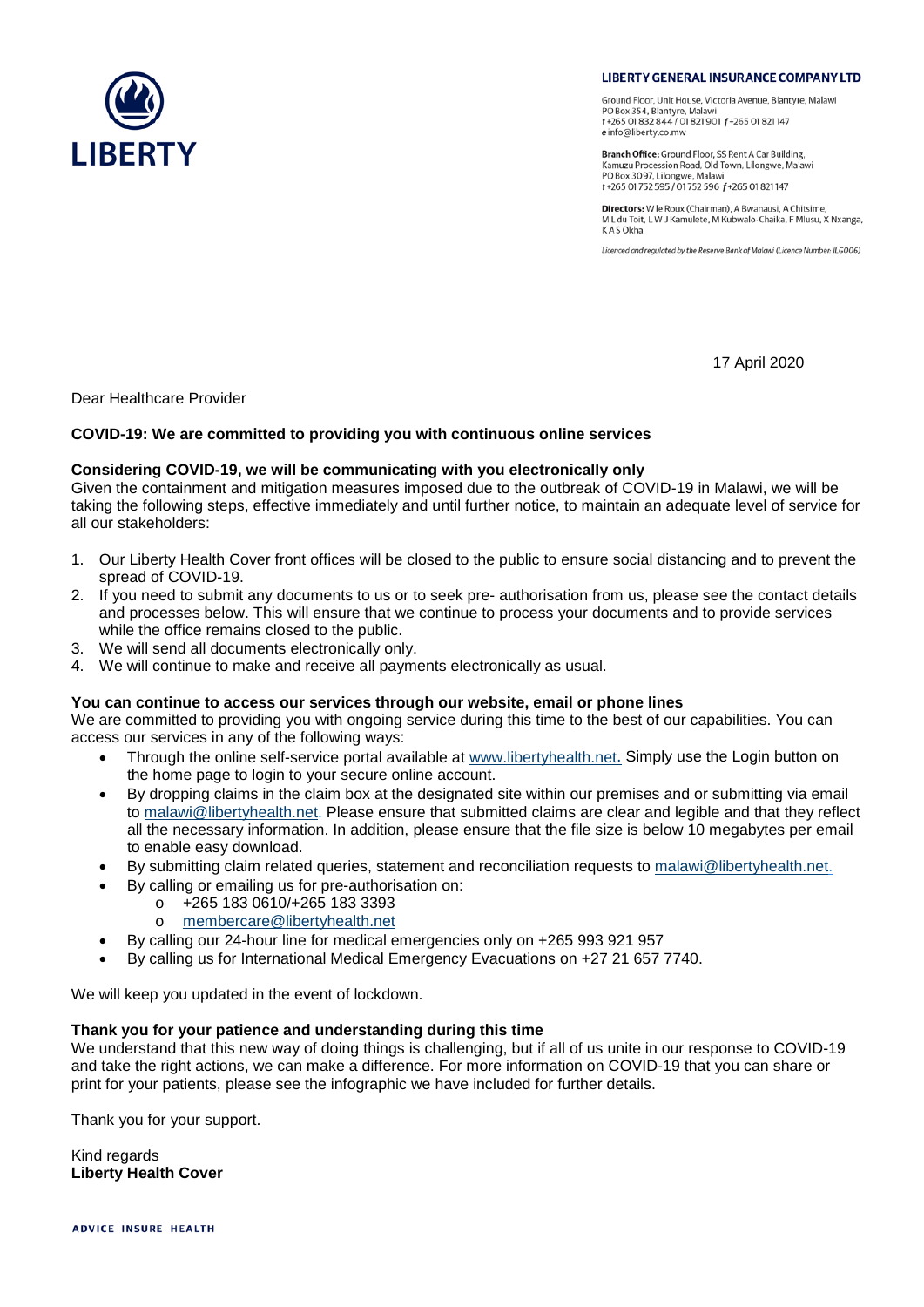**LIBERTY**

**LIBERTY GENERAL INSURANCE COMPANY LTD**

Ground Floor, Unit House, Victoria Avenue, Blantyre, Malawi
PO Box 354, Blantyre, Malawi
t +265 01 832 844 / 01 821 901 f +265 01 821 147
e info@liberty.co.mw

**Branch Office:** Ground Floor, SS Rent A Car Building, Kamuzu Procession Road, Old Town, Lilongwe, Malawi
PO Box 3097, Lilongwe, Malawi
t +265 01 752 595 / 01 752 596 f +265 01 821 147

**Directors:** W le Roux (Chairman), A Bwanausi, A Chitsime, M L du Toit, L W J Kamulete, M Kubwalo-Chaika, F Mlusu, X Nxanga, K A S Okhai

*Licenced and regulated by the Reserve Bank of Malawi (Licence Number: ILG006)*

17 April 2020

Dear Healthcare Provider

**COVID-19: We are committed to providing you with continuous online services**

**Considering COVID-19, we will be communicating with you electronically only**

Given the containment and mitigation measures imposed due to the outbreak of COVID-19 in Malawi, we will be taking the following steps, effective immediately and until further notice, to maintain an adequate level of service for all our stakeholders:

1. Our Liberty Health Cover front offices will be closed to the public to ensure social distancing and to prevent the spread of COVID-19.
2. If you need to submit any documents to us or to seek pre- authorisation from us, please see the contact details and processes below. This will ensure that we continue to process your documents and to provide services while the office remains closed to the public.
3. We will send all documents electronically only.
4. We will continue to make and receive all payments electronically as usual.

**You can continue to access our services through our website, email or phone lines**

We are committed to providing you with ongoing service during this time to the best of our capabilities. You can access our services in any of the following ways:

- Through the online self-service portal available at www.libertyhealth.net. Simply use the Login button on the home page to login to your secure online account.
- By dropping claims in the claim box at the designated site within our premises and or submitting via email to malawi@libertyhealth.net. Please ensure that submitted claims are clear and legible and that they reflect all the necessary information. In addition, please ensure that the file size is below 10 megabytes per email to enable easy download.
- By submitting claim related queries, statement and reconciliation requests to malawi@libertyhealth.net.
- By calling or emailing us for pre-authorisation on:
  - +265 183 0610/+265 183 3393
  - membercare@libertyhealth.net
- By calling our 24-hour line for medical emergencies only on +265 993 921 957
- By calling us for International Medical Emergency Evacuations on +27 21 657 7740.

We will keep you updated in the event of lockdown.

**Thank you for your patience and understanding during this time**

We understand that this new way of doing things is challenging, but if all of us unite in our response to COVID-19 and take the right actions, we can make a difference. For more information on COVID-19 that you can share or print for your patients, please see the infographic we have included for further details.

Thank you for your support.

Kind regards
**Liberty Health Cover**

ADVICE INSURE HEALTH